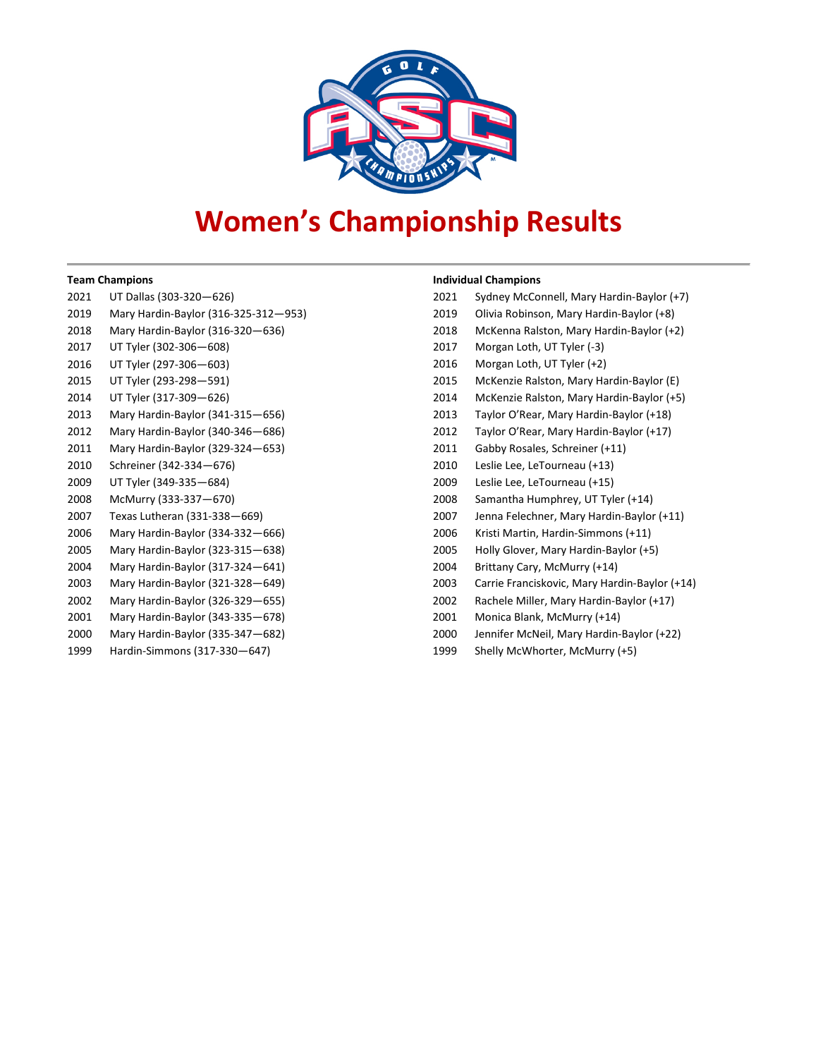# Women's Championship Results

**Team Champions**

2021 UT Dallas (303-320—626)
2019 Mary Hardin-Baylor (316-325-312—953)
2018 Mary Hardin-Baylor (316-320—636)
2017 UT Tyler (302-306—608)
2016 UT Tyler (297-306—603)
2015 UT Tyler (293-298—591)
2014 UT Tyler (317-309—626)
2013 Mary Hardin-Baylor (341-315—656)
2012 Mary Hardin-Baylor (340-346—686)
2011 Mary Hardin-Baylor (329-324—653)
2010 Schreiner (342-334—676)
2009 UT Tyler (349-335—684)
2008 McMurry (333-337—670)
2007 Texas Lutheran (331-338—669)
2006 Mary Hardin-Baylor (334-332—666)
2005 Mary Hardin-Baylor (323-315—638)
2004 Mary Hardin-Baylor (317-324—641)
2003 Mary Hardin-Baylor (321-328—649)
2002 Mary Hardin-Baylor (326-329—655)
2001 Mary Hardin-Baylor (343-335—678)
2000 Mary Hardin-Baylor (335-347—682)
1999 Hardin-Simmons (317-330—647)

**Individual Champions**

2021 Sydney McConnell, Mary Hardin-Baylor (+7)
2019 Olivia Robinson, Mary Hardin-Baylor (+8)
2018 McKenna Ralston, Mary Hardin-Baylor (+2)
2017 Morgan Loth, UT Tyler (-3)
2016 Morgan Loth, UT Tyler (+2)
2015 McKenzie Ralston, Mary Hardin-Baylor (E)
2014 McKenzie Ralston, Mary Hardin-Baylor (+5)
2013 Taylor O'Rear, Mary Hardin-Baylor (+18)
2012 Taylor O'Rear, Mary Hardin-Baylor (+17)
2011 Gabby Rosales, Schreiner (+11)
2010 Leslie Lee, LeTourneau (+13)
2009 Leslie Lee, LeTourneau (+15)
2008 Samantha Humphrey, UT Tyler (+14)
2007 Jenna Felechner, Mary Hardin-Baylor (+11)
2006 Kristi Martin, Hardin-Simmons (+11)
2005 Holly Glover, Mary Hardin-Baylor (+5)
2004 Brittany Cary, McMurry (+14)
2003 Carrie Franciskovic, Mary Hardin-Baylor (+14)
2002 Rachele Miller, Mary Hardin-Baylor (+17)
2001 Monica Blank, McMurry (+14)
2000 Jennifer McNeil, Mary Hardin-Baylor (+22)
1999 Shelly McWhorter, McMurry (+5)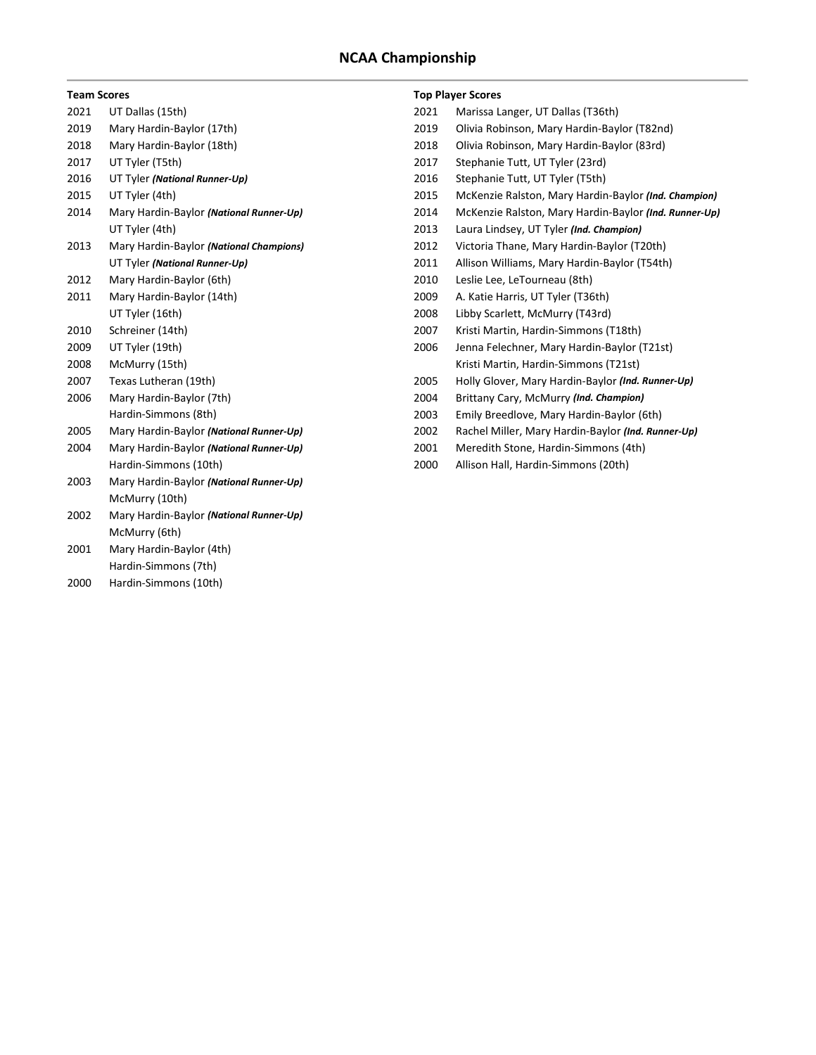## NCAA Championship

**Team Scores**

| | |
|---|---|
| 2021 | UT Dallas (15th) |
| 2019 | Mary Hardin-Baylor (17th) |
| 2018 | Mary Hardin-Baylor (18th) |
| 2017 | UT Tyler (T5th) |
| 2016 | UT Tyler ***(National Runner-Up)*** |
| 2015 | UT Tyler (4th) |
| 2014 | Mary Hardin-Baylor ***(National Runner-Up)*** |
| | UT Tyler (4th) |
| 2013 | Mary Hardin-Baylor ***(National Champions)*** |
| | UT Tyler ***(National Runner-Up)*** |
| 2012 | Mary Hardin-Baylor (6th) |
| 2011 | Mary Hardin-Baylor (14th) |
| | UT Tyler (16th) |
| 2010 | Schreiner (14th) |
| 2009 | UT Tyler (19th) |
| 2008 | McMurry (15th) |
| 2007 | Texas Lutheran (19th) |
| 2006 | Mary Hardin-Baylor (7th) |
| | Hardin-Simmons (8th) |
| 2005 | Mary Hardin-Baylor ***(National Runner-Up)*** |
| 2004 | Mary Hardin-Baylor ***(National Runner-Up)*** |
| | Hardin-Simmons (10th) |
| 2003 | Mary Hardin-Baylor ***(National Runner-Up)*** |
| | McMurry (10th) |
| 2002 | Mary Hardin-Baylor ***(National Runner-Up)*** |
| | McMurry (6th) |
| 2001 | Mary Hardin-Baylor (4th) |
| | Hardin-Simmons (7th) |
| 2000 | Hardin-Simmons (10th) |

**Top Player Scores**

| | |
|---|---|
| 2021 | Marissa Langer, UT Dallas (T36th) |
| 2019 | Olivia Robinson, Mary Hardin-Baylor (T82nd) |
| 2018 | Olivia Robinson, Mary Hardin-Baylor (83rd) |
| 2017 | Stephanie Tutt, UT Tyler (23rd) |
| 2016 | Stephanie Tutt, UT Tyler (T5th) |
| 2015 | McKenzie Ralston, Mary Hardin-Baylor ***(Ind. Champion)*** |
| 2014 | McKenzie Ralston, Mary Hardin-Baylor ***(Ind. Runner-Up)*** |
| 2013 | Laura Lindsey, UT Tyler ***(Ind. Champion)*** |
| 2012 | Victoria Thane, Mary Hardin-Baylor (T20th) |
| 2011 | Allison Williams, Mary Hardin-Baylor (T54th) |
| 2010 | Leslie Lee, LeTourneau (8th) |
| 2009 | A. Katie Harris, UT Tyler (T36th) |
| 2008 | Libby Scarlett, McMurry (T43rd) |
| 2007 | Kristi Martin, Hardin-Simmons (T18th) |
| 2006 | Jenna Felechner, Mary Hardin-Baylor (T21st) |
| | Kristi Martin, Hardin-Simmons (T21st) |
| 2005 | Holly Glover, Mary Hardin-Baylor ***(Ind. Runner-Up)*** |
| 2004 | Brittany Cary, McMurry ***(Ind. Champion)*** |
| 2003 | Emily Breedlove, Mary Hardin-Baylor (6th) |
| 2002 | Rachel Miller, Mary Hardin-Baylor ***(Ind. Runner-Up)*** |
| 2001 | Meredith Stone, Hardin-Simmons (4th) |
| 2000 | Allison Hall, Hardin-Simmons (20th) |